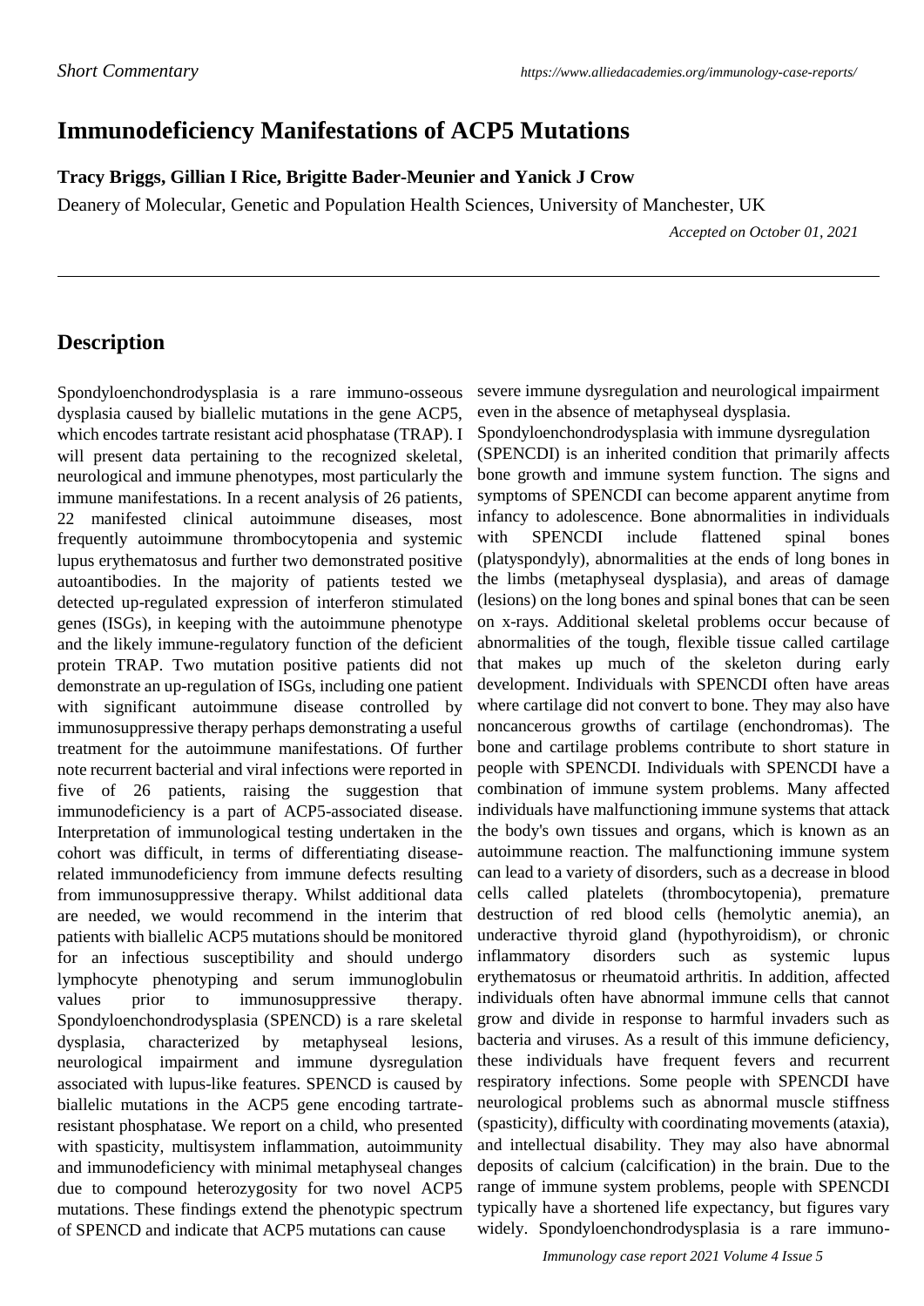*Short Commentary*

# Immunodeficiency Manifestations of ACP5 Mutations

**Tracy Briggs, Gillian I Rice, Brigitte Bader-Meunier and Yanick J Crow**

Deanery of Molecular, Genetic and Population Health Sciences, University of Manchester, UK

*Accepted on October 01, 2021*

## Description

Spondyloenchondrodysplasia is a rare immuno-osseous dysplasia caused by biallelic mutations in the gene ACP5, which encodes tartrate resistant acid phosphatase (TRAP). I will present data pertaining to the recognized skeletal, neurological and immune phenotypes, most particularly the immune manifestations. In a recent analysis of 26 patients, 22 manifested clinical autoimmune diseases, most frequently autoimmune thrombocytopenia and systemic lupus erythematosus and further two demonstrated positive autoantibodies. In the majority of patients tested we detected up-regulated expression of interferon stimulated genes (ISGs), in keeping with the autoimmune phenotype and the likely immune-regulatory function of the deficient protein TRAP. Two mutation positive patients did not demonstrate an up-regulation of ISGs, including one patient with significant autoimmune disease controlled by immunosuppressive therapy perhaps demonstrating a useful treatment for the autoimmune manifestations. Of further note recurrent bacterial and viral infections were reported in five of 26 patients, raising the suggestion that immunodeficiency is a part of ACP5-associated disease. Interpretation of immunological testing undertaken in the cohort was difficult, in terms of differentiating disease-related immunodeficiency from immune defects resulting from immunosuppressive therapy. Whilst additional data are needed, we would recommend in the interim that patients with biallelic ACP5 mutations should be monitored for an infectious susceptibility and should undergo lymphocyte phenotyping and serum immunoglobulin values prior to immunosuppressive therapy. Spondyloenchondrodysplasia (SPENCD) is a rare skeletal dysplasia, characterized by metaphyseal lesions, neurological impairment and immune dysregulation associated with lupus-like features. SPENCD is caused by biallelic mutations in the ACP5 gene encoding tartrate-resistant phosphatase. We report on a child, who presented with spasticity, multisystem inflammation, autoimmunity and immunodeficiency with minimal metaphyseal changes due to compound heterozygosity for two novel ACP5 mutations. These findings extend the phenotypic spectrum of SPENCD and indicate that ACP5 mutations can cause severe immune dysregulation and neurological impairment even in the absence of metaphyseal dysplasia.

Spondyloenchondrodysplasia with immune dysregulation (SPENCDI) is an inherited condition that primarily affects bone growth and immune system function. The signs and symptoms of SPENCDI can become apparent anytime from infancy to adolescence. Bone abnormalities in individuals with SPENCDI include flattened spinal bones (platyspondyly), abnormalities at the ends of long bones in the limbs (metaphyseal dysplasia), and areas of damage (lesions) on the long bones and spinal bones that can be seen on x-rays. Additional skeletal problems occur because of abnormalities of the tough, flexible tissue called cartilage that makes up much of the skeleton during early development. Individuals with SPENCDI often have areas where cartilage did not convert to bone. They may also have noncancerous growths of cartilage (enchondromas). The bone and cartilage problems contribute to short stature in people with SPENCDI. Individuals with SPENCDI have a combination of immune system problems. Many affected individuals have malfunctioning immune systems that attack the body's own tissues and organs, which is known as an autoimmune reaction. The malfunctioning immune system can lead to a variety of disorders, such as a decrease in blood cells called platelets (thrombocytopenia), premature destruction of red blood cells (hemolytic anemia), an underactive thyroid gland (hypothyroidism), or chronic inflammatory disorders such as systemic lupus erythematosus or rheumatoid arthritis. In addition, affected individuals often have abnormal immune cells that cannot grow and divide in response to harmful invaders such as bacteria and viruses. As a result of this immune deficiency, these individuals have frequent fevers and recurrent respiratory infections. Some people with SPENCDI have neurological problems such as abnormal muscle stiffness (spasticity), difficulty with coordinating movements (ataxia), and intellectual disability. They may also have abnormal deposits of calcium (calcification) in the brain. Due to the range of immune system problems, people with SPENCDI typically have a shortened life expectancy, but figures vary widely. Spondyloenchondrodysplasia is a rare immuno-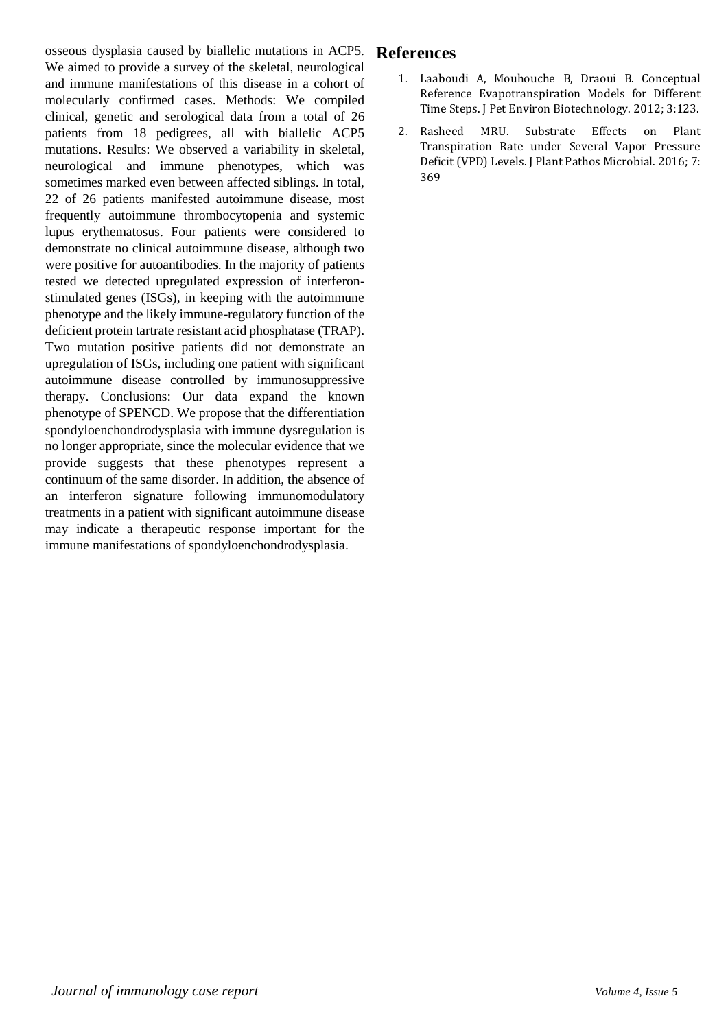osseous dysplasia caused by biallelic mutations in ACP5. We aimed to provide a survey of the skeletal, neurological and immune manifestations of this disease in a cohort of molecularly confirmed cases. Methods: We compiled clinical, genetic and serological data from a total of 26 patients from 18 pedigrees, all with biallelic ACP5 mutations. Results: We observed a variability in skeletal, neurological and immune phenotypes, which was sometimes marked even between affected siblings. In total, 22 of 26 patients manifested autoimmune disease, most frequently autoimmune thrombocytopenia and systemic lupus erythematosus. Four patients were considered to demonstrate no clinical autoimmune disease, although two were positive for autoantibodies. In the majority of patients tested we detected upregulated expression of interferon-stimulated genes (ISGs), in keeping with the autoimmune phenotype and the likely immune-regulatory function of the deficient protein tartrate resistant acid phosphatase (TRAP). Two mutation positive patients did not demonstrate an upregulation of ISGs, including one patient with significant autoimmune disease controlled by immunosuppressive therapy. Conclusions: Our data expand the known phenotype of SPENCD. We propose that the differentiation spondyloenchondrodysplasia with immune dysregulation is no longer appropriate, since the molecular evidence that we provide suggests that these phenotypes represent a continuum of the same disorder. In addition, the absence of an interferon signature following immunomodulatory treatments in a patient with significant autoimmune disease may indicate a therapeutic response important for the immune manifestations of spondyloenchondrodysplasia.

## References

1. Laaboudi A, Mouhouche B, Draoui B. Conceptual Reference Evapotranspiration Models for Different Time Steps. J Pet Environ Biotechnology. 2012; 3:123.
2. Rasheed MRU. Substrate Effects on Plant Transpiration Rate under Several Vapor Pressure Deficit (VPD) Levels. J Plant Pathos Microbial. 2016; 7: 369